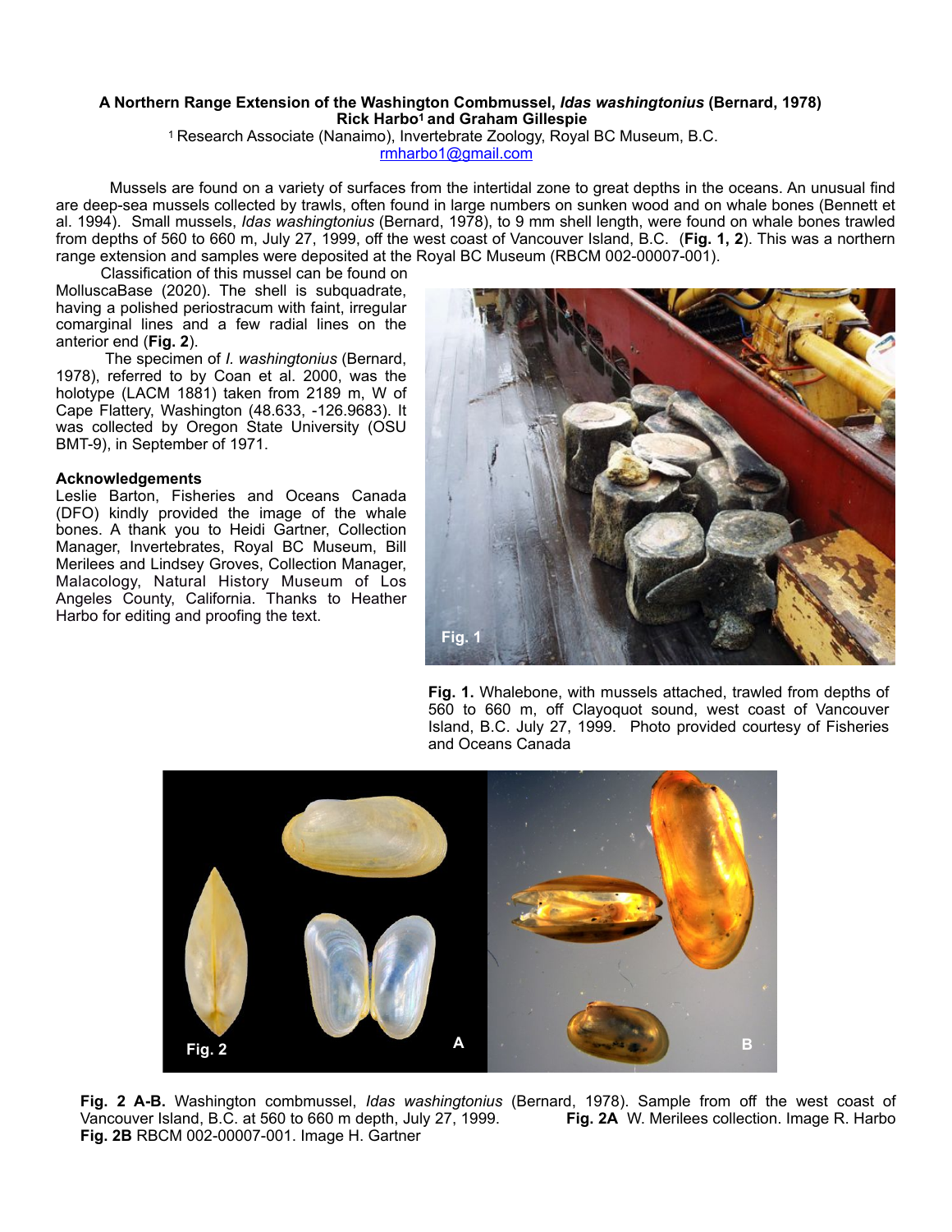# A Northern Range Extension of the Washington Combmussel, *Idas washingtonius* (Bernard, 1978)

**Rick Harbo[1] and Graham Gillespie**

[1] Research Associate (Nanaimo), Invertebrate Zoology, Royal BC Museum, B.C.
rmharbo1@gmail.com

Mussels are found on a variety of surfaces from the intertidal zone to great depths in the oceans. An unusual find are deep-sea mussels collected by trawls, often found in large numbers on sunken wood and on whale bones (Bennett et al. 1994). Small mussels, *Idas washingtonius* (Bernard, 1978), to 9 mm shell length, were found on whale bones trawled from depths of 560 to 660 m, July 27, 1999, off the west coast of Vancouver Island, B.C. (**Fig. 1, 2**). This was a northern range extension and samples were deposited at the Royal BC Museum (RBCM 002-00007-001).

Classification of this mussel can be found on MolluscaBase (2020). The shell is subquadrate, having a polished periostracum with faint, irregular comarginal lines and a few radial lines on the anterior end (**Fig. 2**).

The specimen of *I. washingtonius* (Bernard, 1978), referred to by Coan et al. 2000, was the holotype (LACM 1881) taken from 2189 m, W of Cape Flattery, Washington (48.633, -126.9683). It was collected by Oregon State University (OSU BMT-9), in September of 1971.

## Acknowledgements

Leslie Barton, Fisheries and Oceans Canada (DFO) kindly provided the image of the whale bones. A thank you to Heidi Gartner, Collection Manager, Invertebrates, Royal BC Museum, Bill Merilees and Lindsey Groves, Collection Manager, Malacology, Natural History Museum of Los Angeles County, California. Thanks to Heather Harbo for editing and proofing the text.

Fig. 1

**Fig. 1.** Whalebone, with mussels attached, trawled from depths of 560 to 660 m, off Clayoquot sound, west coast of Vancouver Island, B.C. July 27, 1999. Photo provided courtesy of Fisheries and Oceans Canada

Fig. 2

A

B

**Fig. 2 A-B.** Washington combmussel, *Idas washingtonius* (Bernard, 1978). Sample from off the west coast of Vancouver Island, B.C. at 560 to 660 m depth, July 27, 1999. **Fig. 2A** W. Merilees collection. Image R. Harbo **Fig. 2B** RBCM 002-00007-001. Image H. Gartner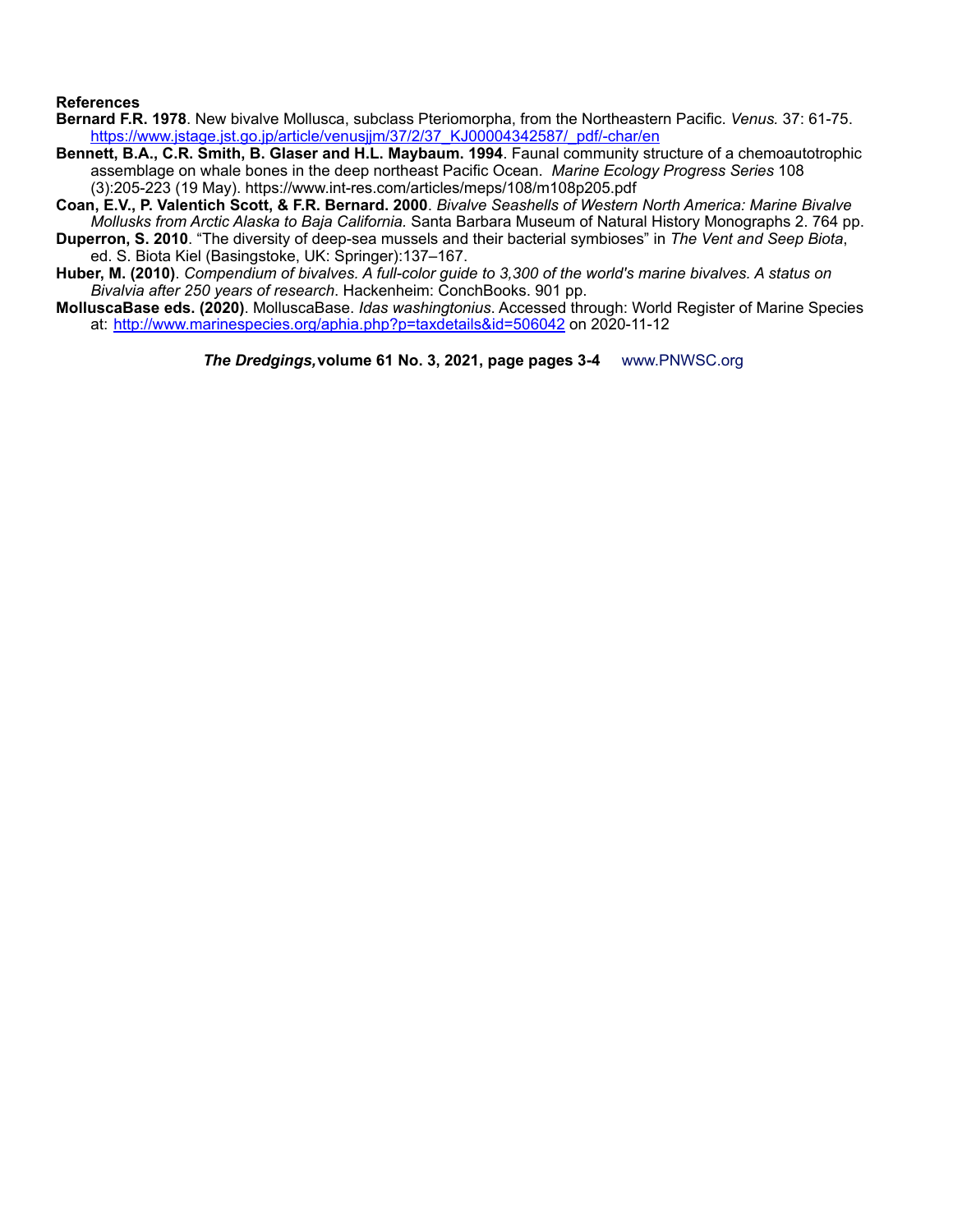**References**

**Bernard F.R. 1978**. New bivalve Mollusca, subclass Pteriomorpha, from the Northeastern Pacific. *Venus.* 37: 61-75. https://www.jstage.jst.go.jp/article/venusjjm/37/2/37_KJ00004342587/_pdf/-char/en

**Bennett, B.A., C.R. Smith, B. Glaser and H.L. Maybaum. 1994**. Faunal community structure of a chemoautotrophic assemblage on whale bones in the deep northeast Pacific Ocean. *Marine Ecology Progress Series* 108 (3):205-223 (19 May). https://www.int-res.com/articles/meps/108/m108p205.pdf

**Coan, E.V., P. Valentich Scott, & F.R. Bernard. 2000**. *Bivalve Seashells of Western North America: Marine Bivalve Mollusks from Arctic Alaska to Baja California.* Santa Barbara Museum of Natural History Monographs 2. 764 pp.

**Duperron, S. 2010**. "The diversity of deep-sea mussels and their bacterial symbioses" in *The Vent and Seep Biota*, ed. S. Biota Kiel (Basingstoke, UK: Springer):137–167.

**Huber, M. (2010)**. *Compendium of bivalves. A full-color guide to 3,300 of the world's marine bivalves. A status on Bivalvia after 250 years of research*. Hackenheim: ConchBooks. 901 pp.

**MolluscaBase eds. (2020)**. MolluscaBase. *Idas washingtonius*. Accessed through: World Register of Marine Species at: http://www.marinespecies.org/aphia.php?p=taxdetails&id=506042 on 2020-11-12